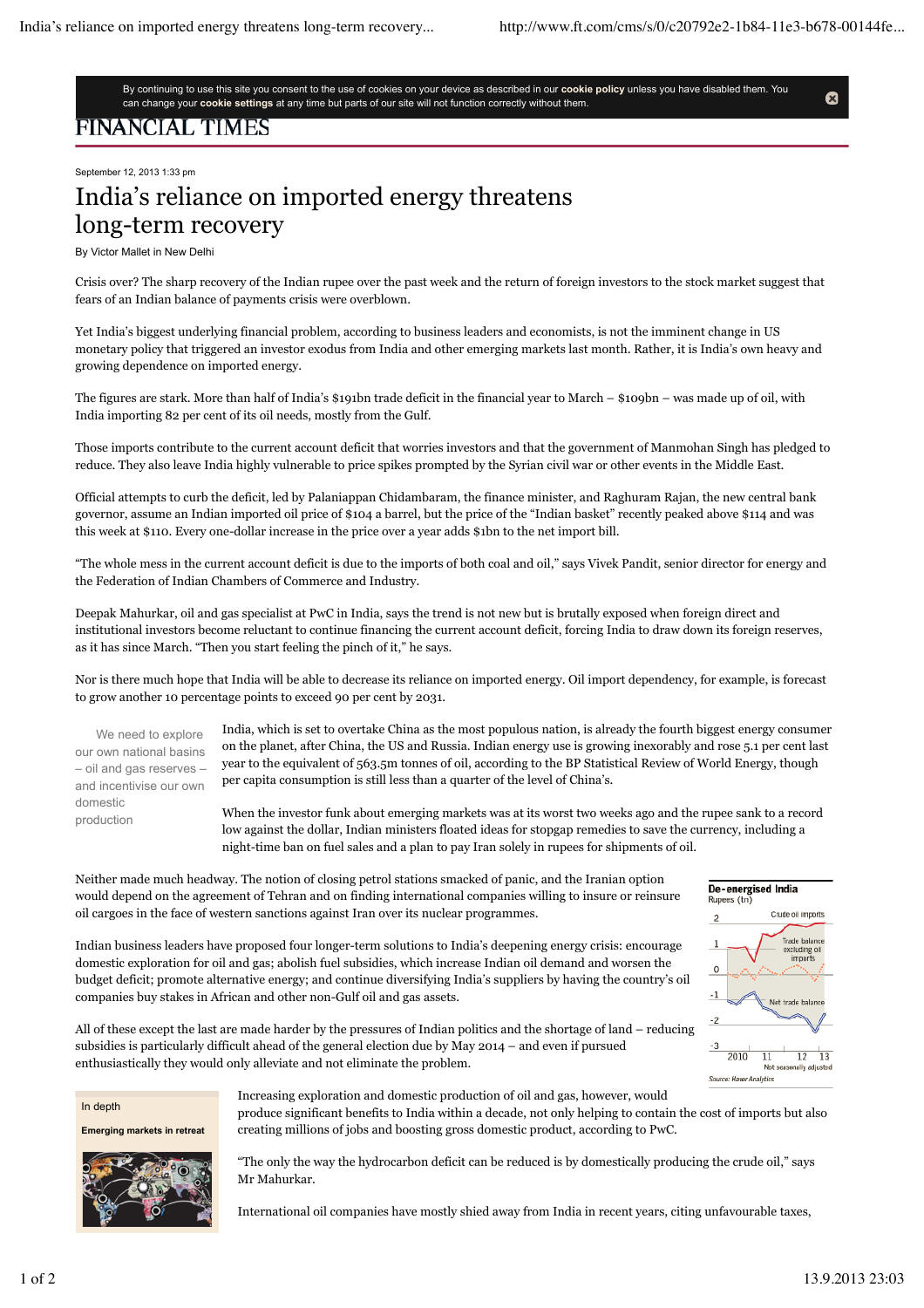FINANCIAL TIMES

September 12, 2013 1:33 pm

# India's reliance on imported energy threatens long-term recovery

By Victor Mallet in New Delhi

Crisis over? The sharp recovery of the Indian rupee over the past week and the return of foreign investors to the stock market suggest that fears of an Indian balance of payments crisis were overblown.

Yet India's biggest underlying financial problem, according to business leaders and economists, is not the imminent change in US monetary policy that triggered an investor exodus from India and other emerging markets last month. Rather, it is India's own heavy and growing dependence on imported energy.

The figures are stark. More than half of India's $191bn trade deficit in the financial year to March – $109bn – was made up of oil, with India importing 82 per cent of its oil needs, mostly from the Gulf.

Those imports contribute to the current account deficit that worries investors and that the government of Manmohan Singh has pledged to reduce. They also leave India highly vulnerable to price spikes prompted by the Syrian civil war or other events in the Middle East.

Official attempts to curb the deficit, led by Palaniappan Chidambaram, the finance minister, and Raghuram Rajan, the new central bank governor, assume an Indian imported oil price of $104 a barrel, but the price of the "Indian basket" recently peaked above $114 and was this week at $110. Every one-dollar increase in the price over a year adds $1bn to the net import bill.

"The whole mess in the current account deficit is due to the imports of both coal and oil," says Vivek Pandit, senior director for energy and the Federation of Indian Chambers of Commerce and Industry.

Deepak Mahurkar, oil and gas specialist at PwC in India, says the trend is not new but is brutally exposed when foreign direct and institutional investors become reluctant to continue financing the current account deficit, forcing India to draw down its foreign reserves, as it has since March. "Then you start feeling the pinch of it," he says.

Nor is there much hope that India will be able to decrease its reliance on imported energy. Oil import dependency, for example, is forecast to grow another 10 percentage points to exceed 90 per cent by 2031.

> We need to explore our own national basins – oil and gas reserves – and incentivise our own domestic production

India, which is set to overtake China as the most populous nation, is already the fourth biggest energy consumer on the planet, after China, the US and Russia. Indian energy use is growing inexorably and rose 5.1 per cent last year to the equivalent of 563.5m tonnes of oil, according to the BP Statistical Review of World Energy, though per capita consumption is still less than a quarter of the level of China's.

When the investor funk about emerging markets was at its worst two weeks ago and the rupee sank to a record low against the dollar, Indian ministers floated ideas for stopgap remedies to save the currency, including a night-time ban on fuel sales and a plan to pay Iran solely in rupees for shipments of oil.

Neither made much headway. The notion of closing petrol stations smacked of panic, and the Iranian option would depend on the agreement of Tehran and on finding international companies willing to insure or reinsure oil cargoes in the face of western sanctions against Iran over its nuclear programmes.

Indian business leaders have proposed four longer-term solutions to India's deepening energy crisis: encourage domestic exploration for oil and gas; abolish fuel subsidies, which increase Indian oil demand and worsen the budget deficit; promote alternative energy; and continue diversifying India's suppliers by having the country's oil companies buy stakes in African and other non-Gulf oil and gas assets.

All of these except the last are made harder by the pressures of Indian politics and the shortage of land – reducing subsidies is particularly difficult ahead of the general election due by May 2014 – and even if pursued enthusiastically they would only alleviate and not eliminate the problem.

**De-energised India**
Rupees (tn)
Crude oil imports; Trade balance excluding oil imports; Net trade balance
2010 – 13, Not seasonally adjusted
Source: Haver Analytics

In depth

**Emerging markets in retreat**

Increasing exploration and domestic production of oil and gas, however, would produce significant benefits to India within a decade, not only helping to contain the cost of imports but also creating millions of jobs and boosting gross domestic product, according to PwC.

"The only the way the hydrocarbon deficit can be reduced is by domestically producing the crude oil," says Mr Mahurkar.

International oil companies have mostly shied away from India in recent years, citing unfavourable taxes,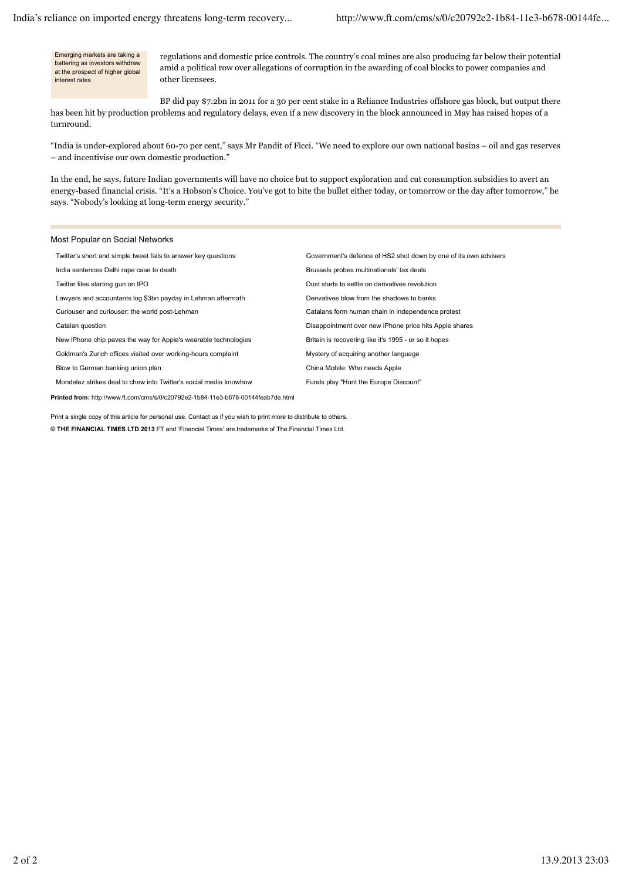Emerging markets are taking a battering as investors withdraw at the prospect of higher global interest rates

regulations and domestic price controls. The country's coal mines are also producing far below their potential amid a political row over allegations of corruption in the awarding of coal blocks to power companies and other licensees.

BP did pay $7.2bn in 2011 for a 30 per cent stake in a Reliance Industries offshore gas block, but output there has been hit by production problems and regulatory delays, even if a new discovery in the block announced in May has raised hopes of a turnround.

"India is under-explored about 60-70 per cent," says Mr Pandit of Ficci. "We need to explore our own national basins – oil and gas reserves – and incentivise our own domestic production."

In the end, he says, future Indian governments will have no choice but to support exploration and cut consumption subsidies to avert an energy-based financial crisis. "It's a Hobson's Choice. You've got to bite the bullet either today, or tomorrow or the day after tomorrow," he says. "Nobody's looking at long-term energy security."

Most Popular on Social Networks

- Twitter's short and simple tweet fails to answer key questions
- India sentences Delhi rape case to death
- Twitter files starting gun on IPO
- Lawyers and accountants log $3bn payday in Lehman aftermath
- Curiouser and curiouser: the world post-Lehman
- Catalan question
- New iPhone chip paves the way for Apple's wearable technologies
- Goldman's Zurich offices visited over working-hours complaint
- Blow to German banking union plan
- Mondelez strikes deal to chew into Twitter's social media knowhow
- Government's defence of HS2 shot down by one of its own advisers
- Brussels probes multinationals' tax deals
- Dust starts to settle on derivatives revolution
- Derivatives blow from the shadows to banks
- Catalans form human chain in independence protest
- Disappointment over new iPhone price hits Apple shares
- Britain is recovering like it's 1995 - or so it hopes
- Mystery of acquiring another language
- China Mobile: Who needs Apple
- Funds play "Hunt the Europe Discount"

**Printed from:** http://www.ft.com/cms/s/0/c20792e2-1b84-11e3-b678-00144feab7de.html

Print a single copy of this article for personal use. Contact us if you wish to print more to distribute to others.

**© THE FINANCIAL TIMES LTD 2013** FT and 'Financial Times' are trademarks of The Financial Times Ltd.